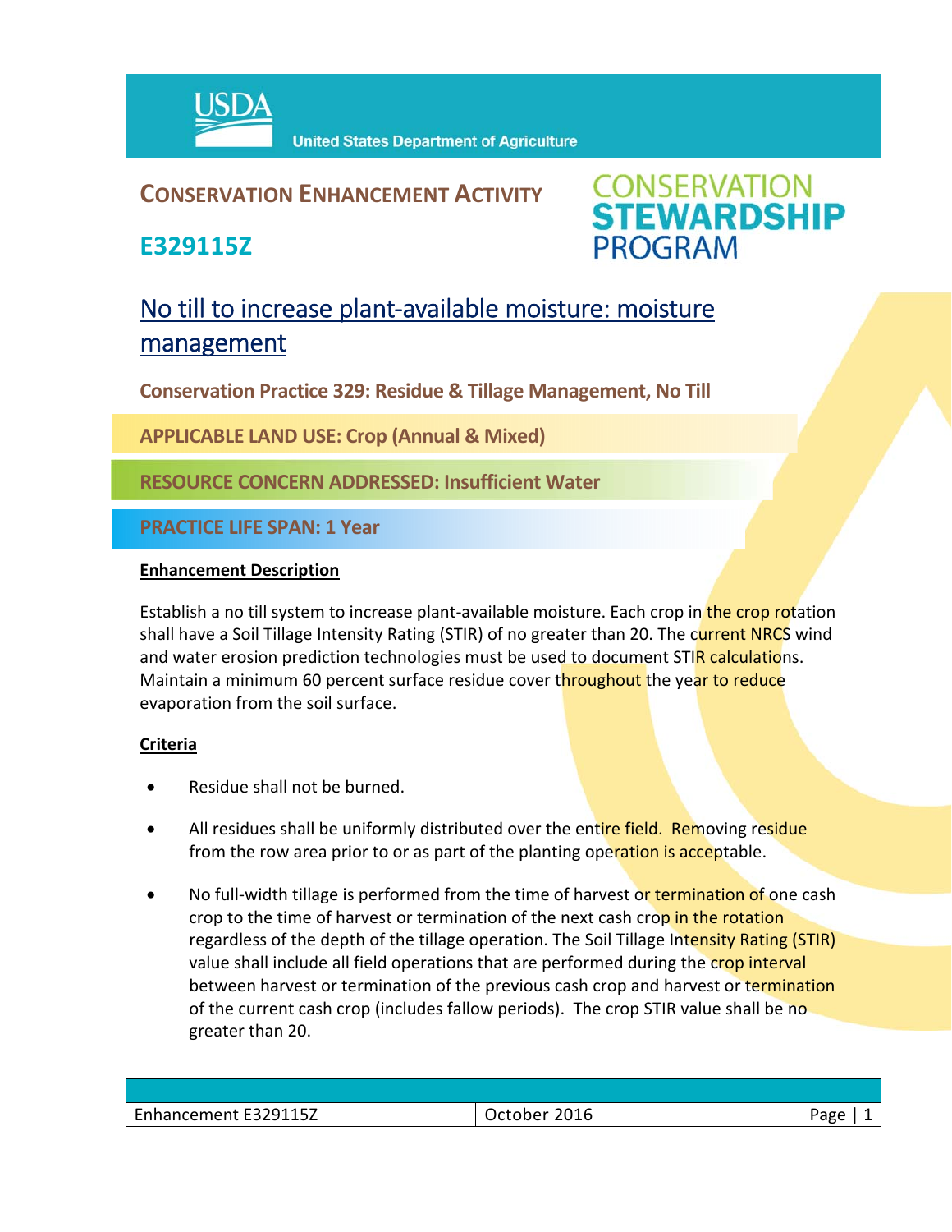USDA United States Department of Agriculture

# CONSERVATION ENHANCEMENT ACTIVITY

## E329115Z

CONSERVATION STEWARDSHIP PROGRAM

# No till to increase plant-available moisture: moisture management

**Conservation Practice 329: Residue & Tillage Management, No Till**

**APPLICABLE LAND USE: Crop (Annual & Mixed)**

**RESOURCE CONCERN ADDRESSED: Insufficient Water**

**PRACTICE LIFE SPAN: 1 Year**

### Enhancement Description

Establish a no till system to increase plant-available moisture. Each crop in the crop rotation shall have a Soil Tillage Intensity Rating (STIR) of no greater than 20. The current NRCS wind and water erosion prediction technologies must be used to document STIR calculations. Maintain a minimum 60 percent surface residue cover throughout the year to reduce evaporation from the soil surface.

### Criteria

- Residue shall not be burned.
- All residues shall be uniformly distributed over the entire field. Removing residue from the row area prior to or as part of the planting operation is acceptable.
- No full-width tillage is performed from the time of harvest or termination of one cash crop to the time of harvest or termination of the next cash crop in the rotation regardless of the depth of the tillage operation. The Soil Tillage Intensity Rating (STIR) value shall include all field operations that are performed during the crop interval between harvest or termination of the previous cash crop and harvest or termination of the current cash crop (includes fallow periods). The crop STIR value shall be no greater than 20.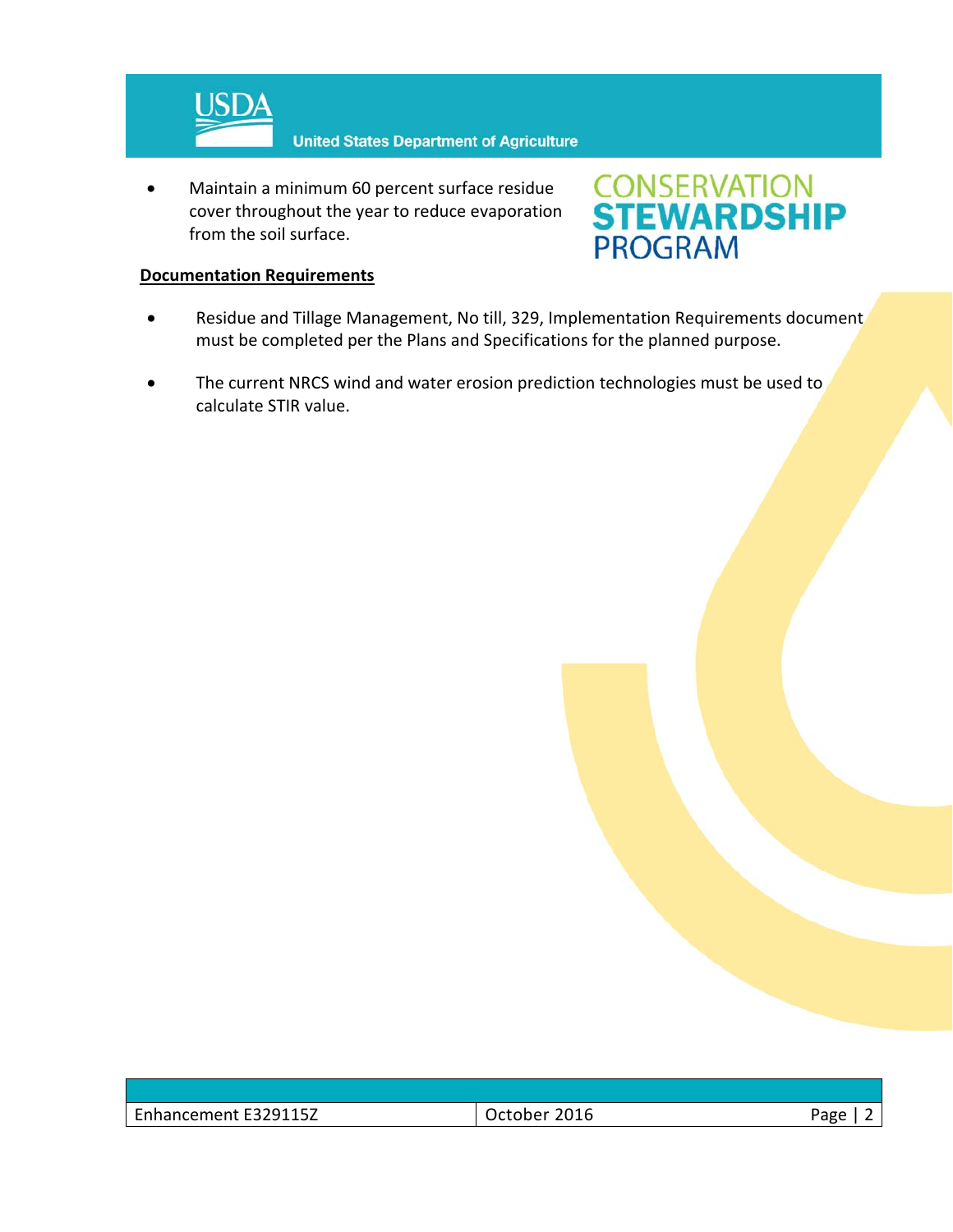- Maintain a minimum 60 percent surface residue cover throughout the year to reduce evaporation from the soil surface.

**Documentation Requirements**

- Residue and Tillage Management, No till, 329, Implementation Requirements document must be completed per the Plans and Specifications for the planned purpose.
- The current NRCS wind and water erosion prediction technologies must be used to calculate STIR value.